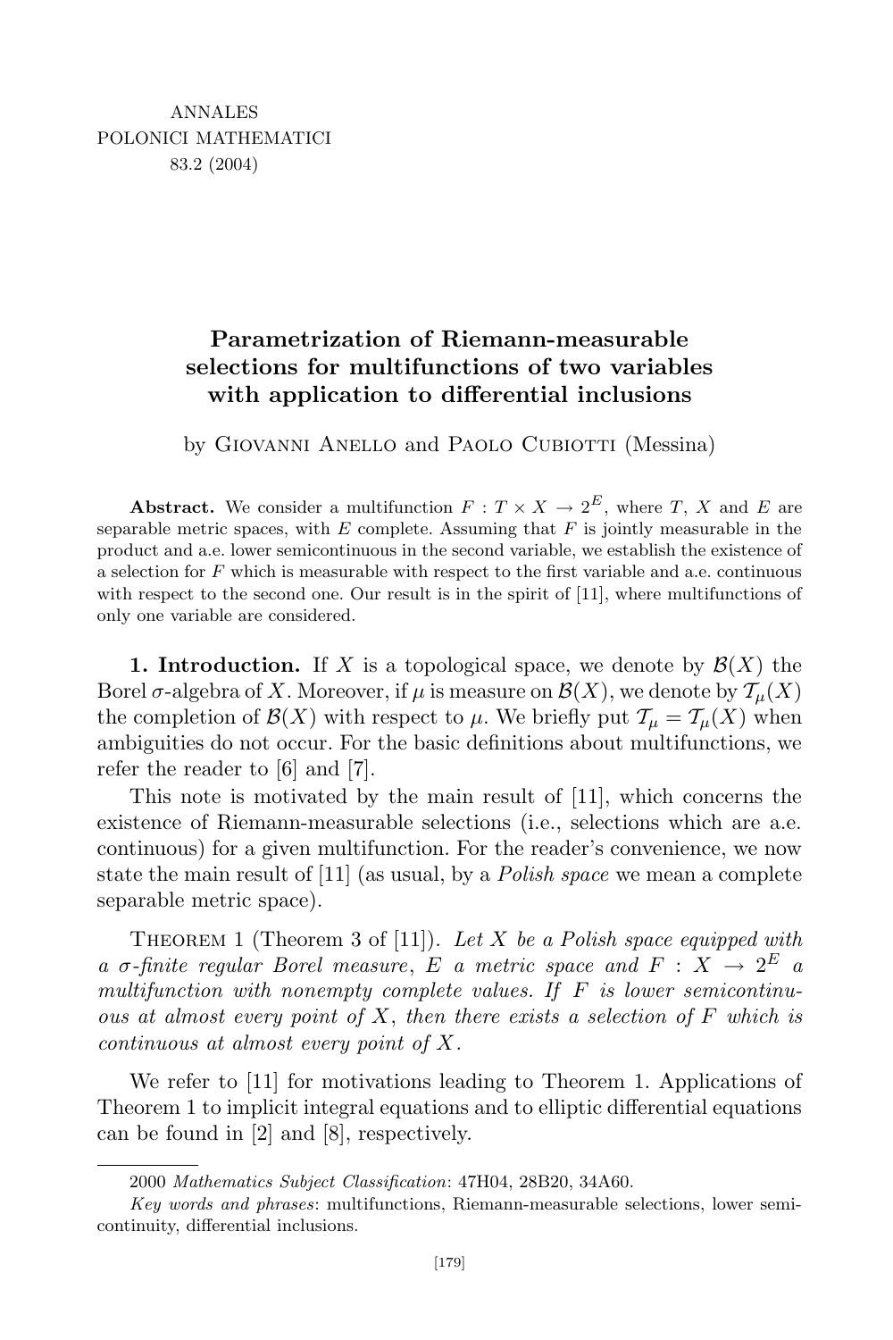# Parametrization of Riemann-measurable selections for multifunctions of two variables with application to differential inclusions

by Giovanni Anello and Paolo Cubiotti (Messina)

**Abstract.** We consider a multifunction $F : T \times X \to 2^E$, where $T$, $X$ and $E$ are separable metric spaces, with $E$ complete. Assuming that $F$ is jointly measurable in the product and a.e. lower semicontinuous in the second variable, we establish the existence of a selection for $F$ which is measurable with respect to the first variable and a.e. continuous with respect to the second one. Our result is in the spirit of [11], where multifunctions of only one variable are considered.

**1. Introduction.** If $X$ is a topological space, we denote by $\mathcal{B}(X)$ the Borel $\sigma$-algebra of $X$. Moreover, if $\mu$ is measure on $\mathcal{B}(X)$, we denote by $\mathcal{T}_\mu(X)$ the completion of $\mathcal{B}(X)$ with respect to $\mu$. We briefly put $\mathcal{T}_\mu = \mathcal{T}_\mu(X)$ when ambiguities do not occur. For the basic definitions about multifunctions, we refer the reader to [6] and [7].

This note is motivated by the main result of [11], which concerns the existence of Riemann-measurable selections (i.e., selections which are a.e. continuous) for a given multifunction. For the reader's convenience, we now state the main result of [11] (as usual, by a *Polish space* we mean a complete separable metric space).

Theorem 1 (Theorem 3 of [11]). *Let $X$ be a Polish space equipped with a $\sigma$-finite regular Borel measure, $E$ a metric space and $F : X \to 2^E$ a multifunction with nonempty complete values. If $F$ is lower semicontinuous at almost every point of $X$, then there exists a selection of $F$ which is continuous at almost every point of $X$.*

We refer to [11] for motivations leading to Theorem 1. Applications of Theorem 1 to implicit integral equations and to elliptic differential equations can be found in [2] and [8], respectively.

2000 *Mathematics Subject Classification*: 47H04, 28B20, 34A60.

*Key words and phrases*: multifunctions, Riemann-measurable selections, lower semicontinuity, differential inclusions.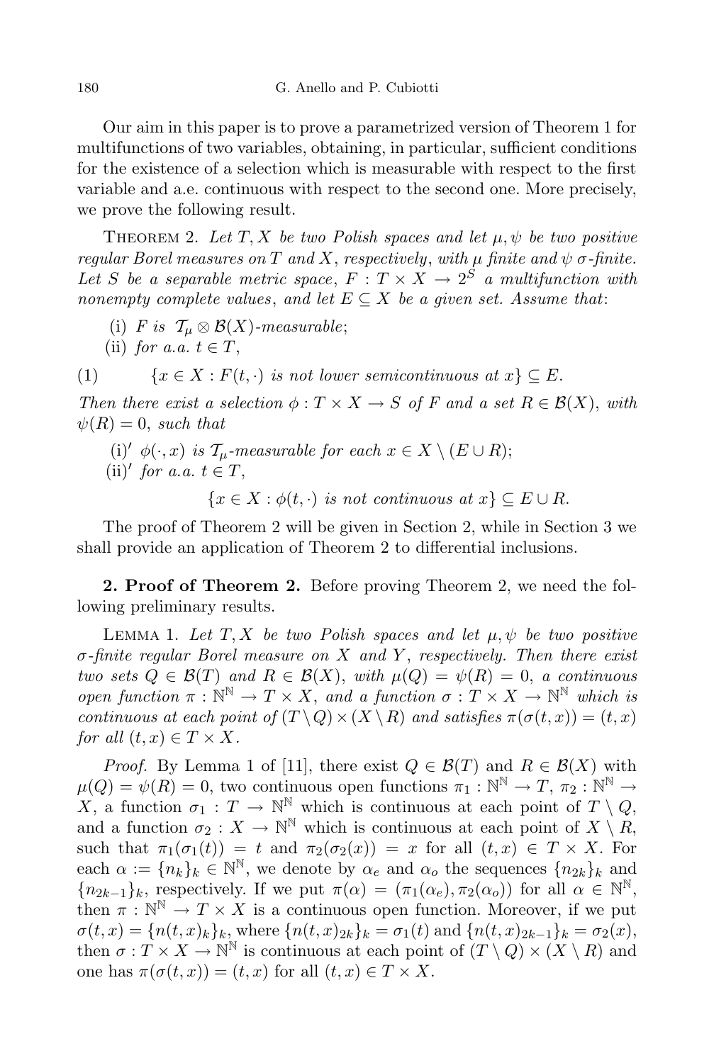Our aim in this paper is to prove a parametrized version of Theorem 1 for multifunctions of two variables, obtaining, in particular, sufficient conditions for the existence of a selection which is measurable with respect to the first variable and a.e. continuous with respect to the second one. More precisely, we prove the following result.

THEOREM 2. *Let $T, X$ be two Polish spaces and let $\mu, \psi$ be two positive regular Borel measures on $T$ and $X$, respectively, with $\mu$ finite and $\psi$ $\sigma$-finite. Let $S$ be a separable metric space, $F : T \times X \to 2^S$ a multifunction with nonempty complete values, and let $E \subseteq X$ be a given set. Assume that*:

(i) *$F$ is $\mathcal{T}_\mu \otimes \mathcal{B}(X)$-measurable*;

(ii) *for a.a. $t \in T$,*

$$\{x \in X : F(t, \cdot) \text{ is not lower semicontinuous at } x\} \subseteq E. \tag{1}$$

*Then there exist a selection $\phi : T \times X \to S$ of $F$ and a set $R \in \mathcal{B}(X)$, with $\psi(R) = 0$, such that*

(i)′ *$\phi(\cdot, x)$ is $\mathcal{T}_\mu$-measurable for each $x \in X \setminus (E \cup R)$*;

(ii)′ *for a.a. $t \in T$,*

$$\{x \in X : \phi(t, \cdot) \text{ is not continuous at } x\} \subseteq E \cup R.$$

The proof of Theorem 2 will be given in Section 2, while in Section 3 we shall provide an application of Theorem 2 to differential inclusions.

**2. Proof of Theorem 2.** Before proving Theorem 2, we need the following preliminary results.

LEMMA 1. *Let $T, X$ be two Polish spaces and let $\mu, \psi$ be two positive $\sigma$-finite regular Borel measure on $X$ and $Y$, respectively. Then there exist two sets $Q \in \mathcal{B}(T)$ and $R \in \mathcal{B}(X)$, with $\mu(Q) = \psi(R) = 0$, a continuous open function $\pi : \mathbb{N}^\mathbb{N} \to T \times X$, and a function $\sigma : T \times X \to \mathbb{N}^\mathbb{N}$ which is continuous at each point of $(T \setminus Q) \times (X \setminus R)$ and satisfies $\pi(\sigma(t, x)) = (t, x)$ for all $(t, x) \in T \times X$.*

*Proof.* By Lemma 1 of [11], there exist $Q \in \mathcal{B}(T)$ and $R \in \mathcal{B}(X)$ with $\mu(Q) = \psi(R) = 0$, two continuous open functions $\pi_1 : \mathbb{N}^\mathbb{N} \to T$, $\pi_2 : \mathbb{N}^\mathbb{N} \to X$, a function $\sigma_1 : T \to \mathbb{N}^\mathbb{N}$ which is continuous at each point of $T \setminus Q$, and a function $\sigma_2 : X \to \mathbb{N}^\mathbb{N}$ which is continuous at each point of $X \setminus R$, such that $\pi_1(\sigma_1(t)) = t$ and $\pi_2(\sigma_2(x)) = x$ for all $(t, x) \in T \times X$. For each $\alpha := \{n_k\}_k \in \mathbb{N}^\mathbb{N}$, we denote by $\alpha_e$ and $\alpha_o$ the sequences $\{n_{2k}\}_k$ and $\{n_{2k-1}\}_k$, respectively. If we put $\pi(\alpha) = (\pi_1(\alpha_e), \pi_2(\alpha_o))$ for all $\alpha \in \mathbb{N}^\mathbb{N}$, then $\pi : \mathbb{N}^\mathbb{N} \to T \times X$ is a continuous open function. Moreover, if we put $\sigma(t, x) = \{n(t, x)_k\}_k$, where $\{n(t, x)_{2k}\}_k = \sigma_1(t)$ and $\{n(t, x)_{2k-1}\}_k = \sigma_2(x)$, then $\sigma : T \times X \to \mathbb{N}^\mathbb{N}$ is continuous at each point of $(T \setminus Q) \times (X \setminus R)$ and one has $\pi(\sigma(t, x)) = (t, x)$ for all $(t, x) \in T \times X$.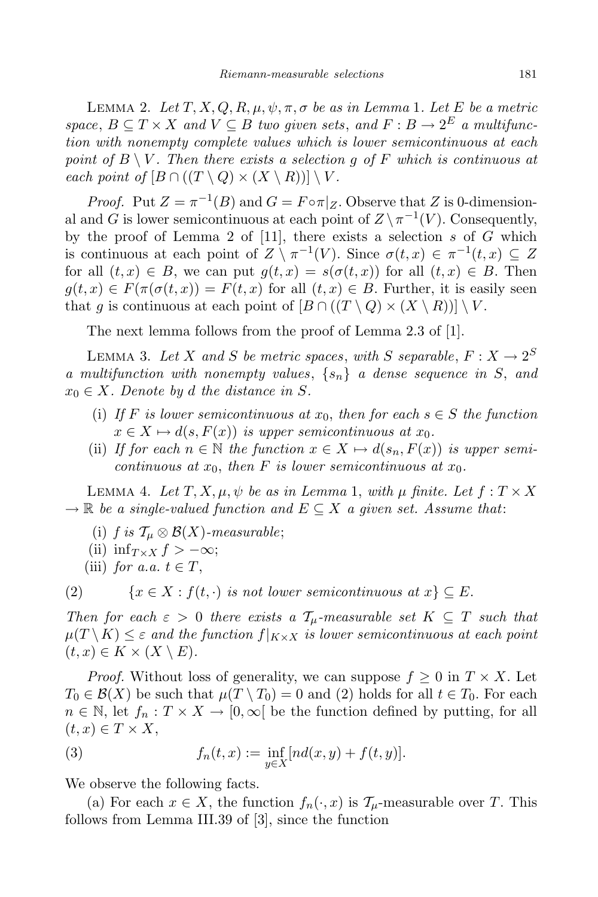Lemma 2. *Let $T, X, Q, R, \mu, \psi, \pi, \sigma$ be as in Lemma* 1. *Let $E$ be a metric space, $B \subseteq T \times X$ and $V \subseteq B$ two given sets, and $F : B \to 2^E$ a multifunction with nonempty complete values which is lower semicontinuous at each point of $B \setminus V$. Then there exists a selection $g$ of $F$ which is continuous at each point of $[B \cap ((T \setminus Q) \times (X \setminus R))] \setminus V$.*

*Proof.* Put $Z = \pi^{-1}(B)$ and $G = F \circ \pi|_Z$. Observe that $Z$ is 0-dimensional and $G$ is lower semicontinuous at each point of $Z \setminus \pi^{-1}(V)$. Consequently, by the proof of Lemma 2 of [11], there exists a selection $s$ of $G$ which is continuous at each point of $Z \setminus \pi^{-1}(V)$. Since $\sigma(t, x) \in \pi^{-1}(t, x) \subseteq Z$ for all $(t, x) \in B$, we can put $g(t, x) = s(\sigma(t, x))$ for all $(t, x) \in B$. Then $g(t, x) \in F(\pi(\sigma(t, x)) = F(t, x)$ for all $(t, x) \in B$. Further, it is easily seen that $g$ is continuous at each point of $[B \cap ((T \setminus Q) \times (X \setminus R))] \setminus V$.

The next lemma follows from the proof of Lemma 2.3 of [1].

Lemma 3. *Let $X$ and $S$ be metric spaces, with $S$ separable, $F : X \to 2^S$ a multifunction with nonempty values, $\{s_n\}$ a dense sequence in $S$, and $x_0 \in X$. Denote by $d$ the distance in $S$.*

- (i) *If $F$ is lower semicontinuous at $x_0$, then for each $s \in S$ the function $x \in X \mapsto d(s, F(x))$ is upper semicontinuous at $x_0$.*
- (ii) *If for each $n \in \mathbb{N}$ the function $x \in X \mapsto d(s_n, F(x))$ is upper semicontinuous at $x_0$, then $F$ is lower semicontinuous at $x_0$.*

Lemma 4. *Let $T, X, \mu, \psi$ be as in Lemma* 1, *with $\mu$ finite. Let $f : T \times X \to \mathbb{R}$ be a single-valued function and $E \subseteq X$ a given set. Assume that*:

- (i) *$f$ is $\mathcal{T}_\mu \otimes \mathcal{B}(X)$-measurable*;
- (ii) $\inf_{T \times X} f > -\infty$;
- (iii) *for a.a. $t \in T$*,

$$\{x \in X : f(t, \cdot) \text{ is not lower semicontinuous at } x\} \subseteq E. \tag{2}$$

*Then for each $\varepsilon > 0$ there exists a $\mathcal{T}_\mu$-measurable set $K \subseteq T$ such that $\mu(T \setminus K) \le \varepsilon$ and the function $f|_{K \times X}$ is lower semicontinuous at each point $(t, x) \in K \times (X \setminus E)$.*

*Proof.* Without loss of generality, we can suppose $f \ge 0$ in $T \times X$. Let $T_0 \in \mathcal{B}(X)$ be such that $\mu(T \setminus T_0) = 0$ and (2) holds for all $t \in T_0$. For each $n \in \mathbb{N}$, let $f_n : T \times X \to [0, \infty[$ be the function defined by putting, for all $(t, x) \in T \times X$,

$$f_n(t, x) := \inf_{y \in X} [nd(x, y) + f(t, y)]. \tag{3}$$

We observe the following facts.

(a) For each $x \in X$, the function $f_n(\cdot, x)$ is $\mathcal{T}_\mu$-measurable over $T$. This follows from Lemma III.39 of [3], since the function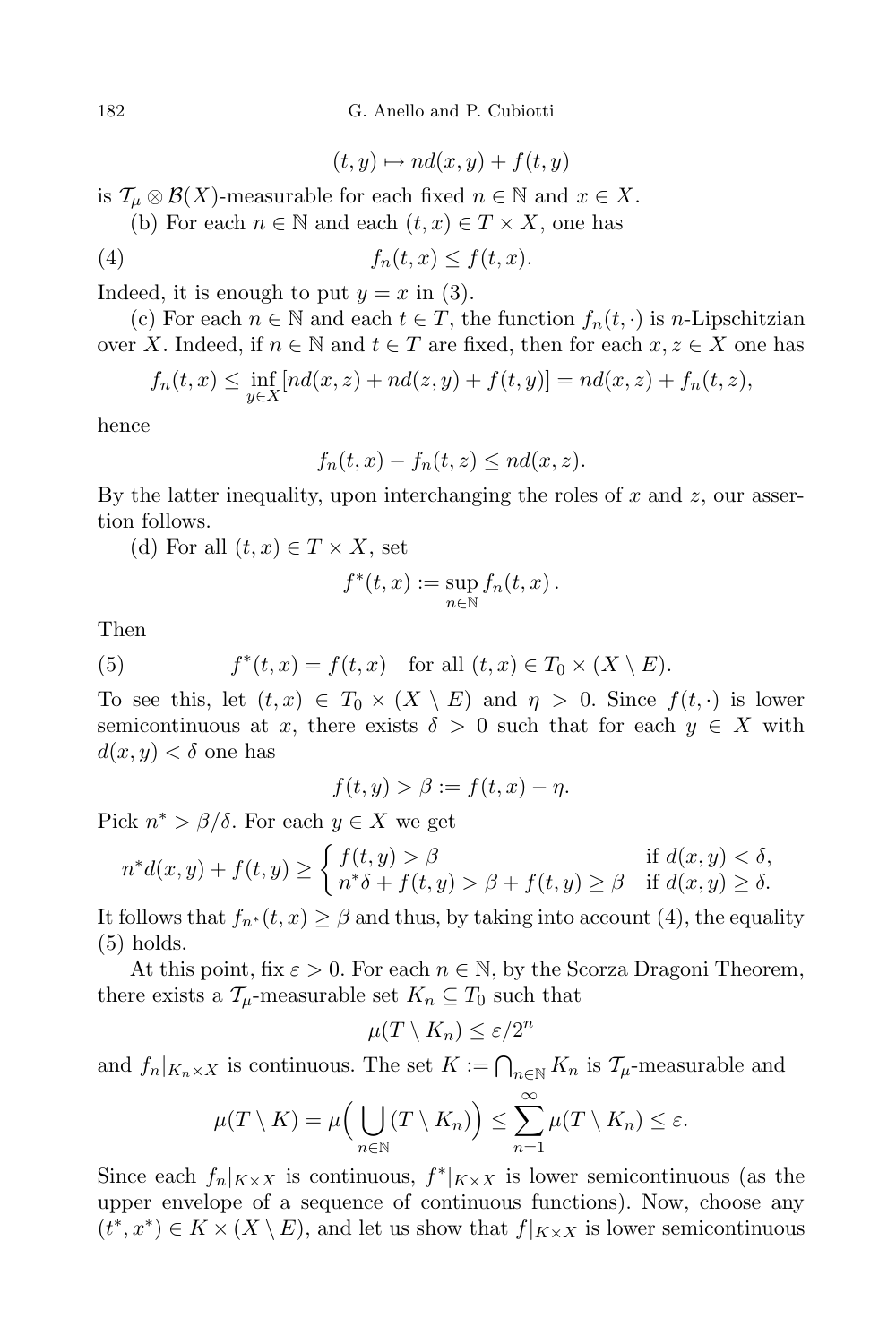$$(t, y) \mapsto nd(x, y) + f(t, y)$$

is $\mathcal{T}_\mu \otimes \mathcal{B}(X)$-measurable for each fixed $n \in \mathbb{N}$ and $x \in X$.

(b) For each $n \in \mathbb{N}$ and each $(t, x) \in T \times X$, one has

$$f_n(t, x) \leq f(t, x). \tag{4}$$

Indeed, it is enough to put $y = x$ in (3).

(c) For each $n \in \mathbb{N}$ and each $t \in T$, the function $f_n(t, \cdot)$ is $n$-Lipschitzian over $X$. Indeed, if $n \in \mathbb{N}$ and $t \in T$ are fixed, then for each $x, z \in X$ one has

$$f_n(t, x) \leq \inf_{y \in X} [nd(x, z) + nd(z, y) + f(t, y)] = nd(x, z) + f_n(t, z),$$

hence

$$f_n(t, x) - f_n(t, z) \leq nd(x, z).$$

By the latter inequality, upon interchanging the roles of $x$ and $z$, our assertion follows.

(d) For all $(t, x) \in T \times X$, set

$$f^*(t, x) := \sup_{n \in \mathbb{N}} f_n(t, x)\,.$$

Then

$$f^*(t, x) = f(t, x) \quad \text{for all } (t, x) \in T_0 \times (X \setminus E). \tag{5}$$

To see this, let $(t, x) \in T_0 \times (X \setminus E)$ and $\eta > 0$. Since $f(t, \cdot)$ is lower semicontinuous at $x$, there exists $\delta > 0$ such that for each $y \in X$ with $d(x, y) < \delta$ one has

$$f(t, y) > \beta := f(t, x) - \eta.$$

Pick $n^* > \beta/\delta$. For each $y \in X$ we get

$$n^* d(x, y) + f(t, y) \geq \begin{cases} f(t, y) > \beta & \text{if } d(x, y) < \delta, \\ n^* \delta + f(t, y) > \beta + f(t, y) \geq \beta & \text{if } d(x, y) \geq \delta. \end{cases}$$

It follows that $f_{n^*}(t, x) \geq \beta$ and thus, by taking into account (4), the equality (5) holds.

At this point, fix $\varepsilon > 0$. For each $n \in \mathbb{N}$, by the Scorza Dragoni Theorem, there exists a $\mathcal{T}_\mu$-measurable set $K_n \subseteq T_0$ such that

$$\mu(T \setminus K_n) \leq \varepsilon / 2^n$$

and $f_n|_{K_n \times X}$ is continuous. The set $K := \bigcap_{n \in \mathbb{N}} K_n$ is $\mathcal{T}_\mu$-measurable and

$$\mu(T \setminus K) = \mu\Big( \bigcup_{n \in \mathbb{N}} (T \setminus K_n) \Big) \leq \sum_{n=1}^{\infty} \mu(T \setminus K_n) \leq \varepsilon.$$

Since each $f_n|_{K \times X}$ is continuous, $f^*|_{K \times X}$ is lower semicontinuous (as the upper envelope of a sequence of continuous functions). Now, choose any $(t^*, x^*) \in K \times (X \setminus E)$, and let us show that $f|_{K \times X}$ is lower semicontinuous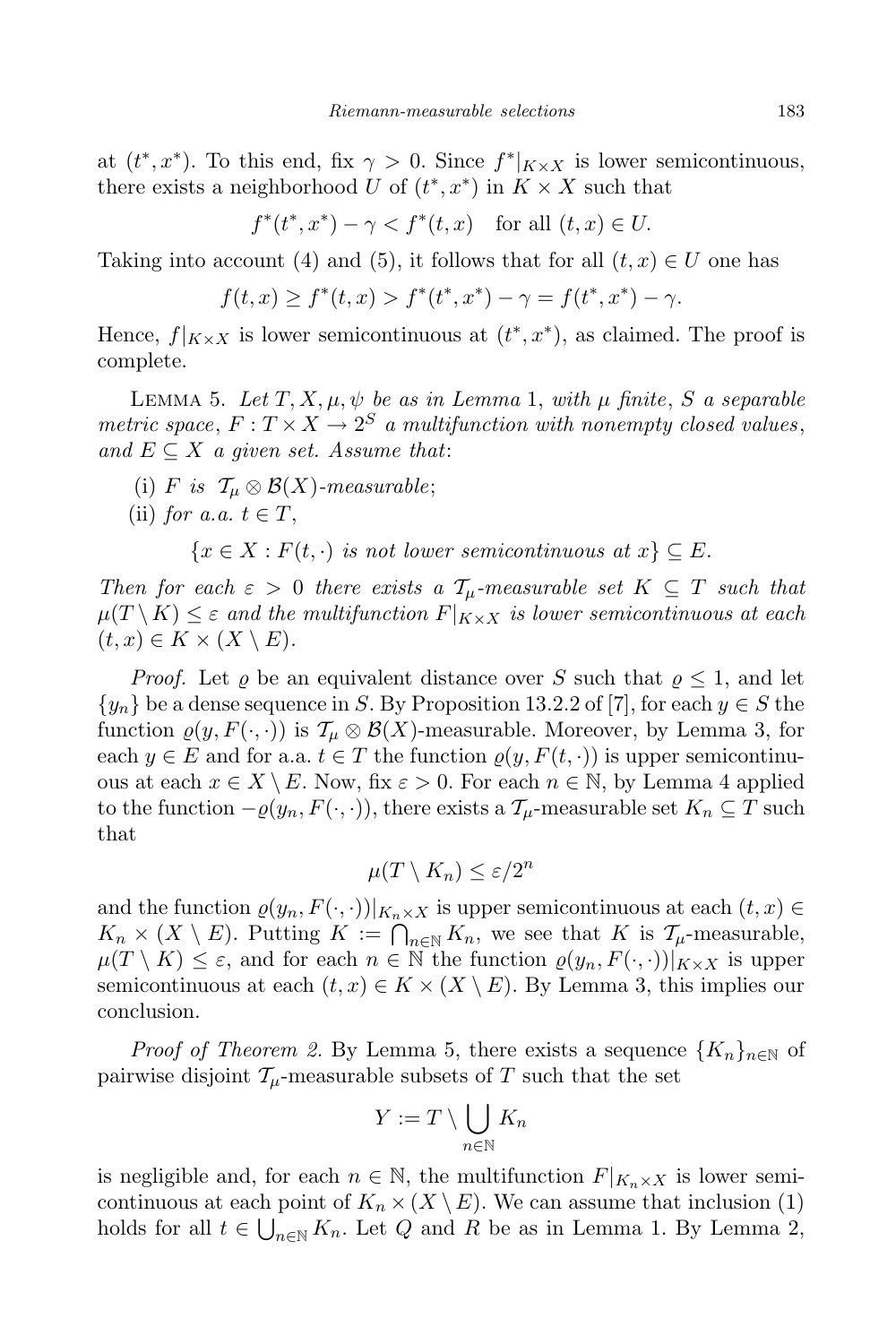at $(t^*, x^*)$. To this end, fix $\gamma > 0$. Since $f^*|_{K \times X}$ is lower semicontinuous, there exists a neighborhood $U$ of $(t^*, x^*)$ in $K \times X$ such that

$$f^*(t^*, x^*) - \gamma < f^*(t, x) \quad \text{for all } (t, x) \in U.$$

Taking into account (4) and (5), it follows that for all $(t, x) \in U$ one has

$$f(t, x) \geq f^*(t, x) > f^*(t^*, x^*) - \gamma = f(t^*, x^*) - \gamma.$$

Hence, $f|_{K \times X}$ is lower semicontinuous at $(t^*, x^*)$, as claimed. The proof is complete.

Lemma 5. *Let $T, X, \mu, \psi$ be as in Lemma 1, with $\mu$ finite, $S$ a separable metric space, $F : T \times X \to 2^S$ a multifunction with nonempty closed values, and $E \subseteq X$ a given set. Assume that*:

(i) *$F$ is $\mathcal{T}_\mu \otimes \mathcal{B}(X)$-measurable*;

(ii) *for a.a. $t \in T$,*

$$\{x \in X : F(t, \cdot) \text{ is not lower semicontinuous at } x\} \subseteq E.$$

*Then for each $\varepsilon > 0$ there exists a $\mathcal{T}_\mu$-measurable set $K \subseteq T$ such that $\mu(T \setminus K) \leq \varepsilon$ and the multifunction $F|_{K \times X}$ is lower semicontinuous at each $(t, x) \in K \times (X \setminus E)$.*

*Proof.* Let $\varrho$ be an equivalent distance over $S$ such that $\varrho \leq 1$, and let $\{y_n\}$ be a dense sequence in $S$. By Proposition 13.2.2 of [7], for each $y \in S$ the function $\varrho(y, F(\cdot, \cdot))$ is $\mathcal{T}_\mu \otimes \mathcal{B}(X)$-measurable. Moreover, by Lemma 3, for each $y \in E$ and for a.a. $t \in T$ the function $\varrho(y, F(t, \cdot))$ is upper semicontinuous at each $x \in X \setminus E$. Now, fix $\varepsilon > 0$. For each $n \in \mathbb{N}$, by Lemma 4 applied to the function $-\varrho(y_n, F(\cdot, \cdot))$, there exists a $\mathcal{T}_\mu$-measurable set $K_n \subseteq T$ such that

$$\mu(T \setminus K_n) \leq \varepsilon/2^n$$

and the function $\varrho(y_n, F(\cdot, \cdot))|_{K_n \times X}$ is upper semicontinuous at each $(t, x) \in K_n \times (X \setminus E)$. Putting $K := \bigcap_{n \in \mathbb{N}} K_n$, we see that $K$ is $\mathcal{T}_\mu$-measurable, $\mu(T \setminus K) \leq \varepsilon$, and for each $n \in \mathbb{N}$ the function $\varrho(y_n, F(\cdot, \cdot))|_{K \times X}$ is upper semicontinuous at each $(t, x) \in K \times (X \setminus E)$. By Lemma 3, this implies our conclusion.

*Proof of Theorem 2.* By Lemma 5, there exists a sequence $\{K_n\}_{n \in \mathbb{N}}$ of pairwise disjoint $\mathcal{T}_\mu$-measurable subsets of $T$ such that the set

$$Y := T \setminus \bigcup_{n \in \mathbb{N}} K_n$$

is negligible and, for each $n \in \mathbb{N}$, the multifunction $F|_{K_n \times X}$ is lower semicontinuous at each point of $K_n \times (X \setminus E)$. We can assume that inclusion (1) holds for all $t \in \bigcup_{n \in \mathbb{N}} K_n$. Let $Q$ and $R$ be as in Lemma 1. By Lemma 2,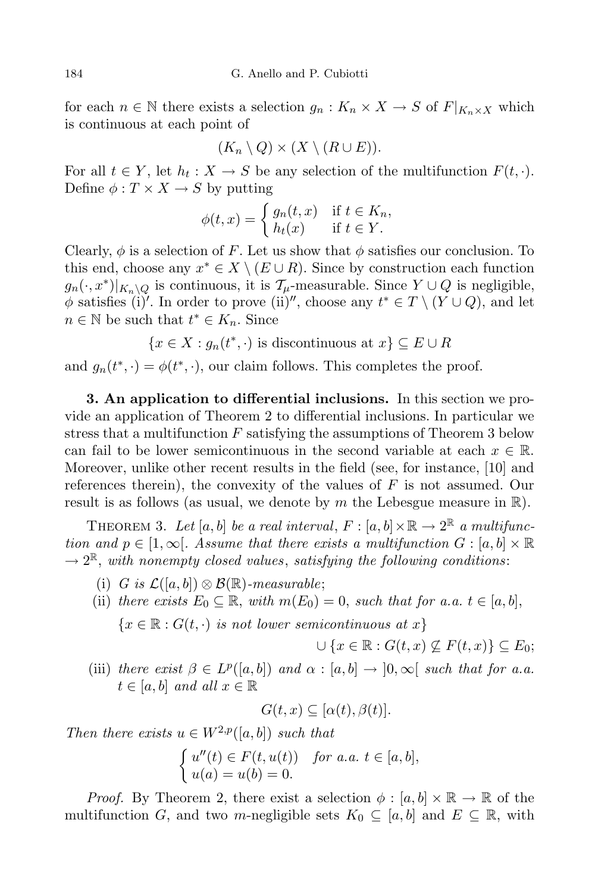for each $n \in \mathbb{N}$ there exists a selection $g_n : K_n \times X \to S$ of $F|_{K_n \times X}$ which is continuous at each point of

$$(K_n \setminus Q) \times (X \setminus (R \cup E)).$$

For all $t \in Y$, let $h_t : X \to S$ be any selection of the multifunction $F(t, \cdot)$. Define $\phi : T \times X \to S$ by putting

$$\phi(t,x) = \begin{cases} g_n(t,x) & \text{if } t \in K_n, \\ h_t(x) & \text{if } t \in Y. \end{cases}$$

Clearly, $\phi$ is a selection of $F$. Let us show that $\phi$ satisfies our conclusion. To this end, choose any $x^* \in X \setminus (E \cup R)$. Since by construction each function $g_n(\cdot, x^*)|_{K_n \setminus Q}$ is continuous, it is $\mathcal{T}_\mu$-measurable. Since $Y \cup Q$ is negligible, $\phi$ satisfies (i)$'$. In order to prove (ii)$''$, choose any $t^* \in T \setminus (Y \cup Q)$, and let $n \in \mathbb{N}$ be such that $t^* \in K_n$. Since

$$\{x \in X : g_n(t^*, \cdot) \text{ is discontinuous at } x\} \subseteq E \cup R$$

and $g_n(t^*, \cdot) = \phi(t^*, \cdot)$, our claim follows. This completes the proof.

**3. An application to differential inclusions.** In this section we provide an application of Theorem 2 to differential inclusions. In particular we stress that a multifunction $F$ satisfying the assumptions of Theorem 3 below can fail to be lower semicontinuous in the second variable at each $x \in \mathbb{R}$. Moreover, unlike other recent results in the field (see, for instance, [10] and references therein), the convexity of the values of $F$ is not assumed. Our result is as follows (as usual, we denote by $m$ the Lebesgue measure in $\mathbb{R}$).

THEOREM 3. *Let $[a,b]$ be a real interval, $F : [a,b] \times \mathbb{R} \to 2^{\mathbb{R}}$ a multifunction and $p \in [1, \infty[$. Assume that there exists a multifunction $G : [a,b] \times \mathbb{R} \to 2^{\mathbb{R}}$, with nonempty closed values, satisfying the following conditions*:

(i) *$G$ is $\mathcal{L}([a,b]) \otimes \mathcal{B}(\mathbb{R})$-measurable*;

(ii) *there exists $E_0 \subseteq \mathbb{R}$, with $m(E_0) = 0$, such that for a.a. $t \in [a,b]$,*

$$\{x \in \mathbb{R} : G(t,\cdot) \text{ is not lower semicontinuous at } x\} \cup \{x \in \mathbb{R} : G(t,x) \not\subseteq F(t,x)\} \subseteq E_0;$$

(iii) *there exist $\beta \in L^p([a,b])$ and $\alpha : [a,b] \to ]0, \infty[$ such that for a.a. $t \in [a,b]$ and all $x \in \mathbb{R}$*

$$G(t,x) \subseteq [\alpha(t), \beta(t)].$$

*Then there exists $u \in W^{2,p}([a,b])$ such that*

$$\begin{cases} u''(t) \in F(t, u(t)) & \text{for a.a. } t \in [a,b], \\ u(a) = u(b) = 0. \end{cases}$$

*Proof.* By Theorem 2, there exist a selection $\phi : [a,b] \times \mathbb{R} \to \mathbb{R}$ of the multifunction $G$, and two $m$-negligible sets $K_0 \subseteq [a,b]$ and $E \subseteq \mathbb{R}$, with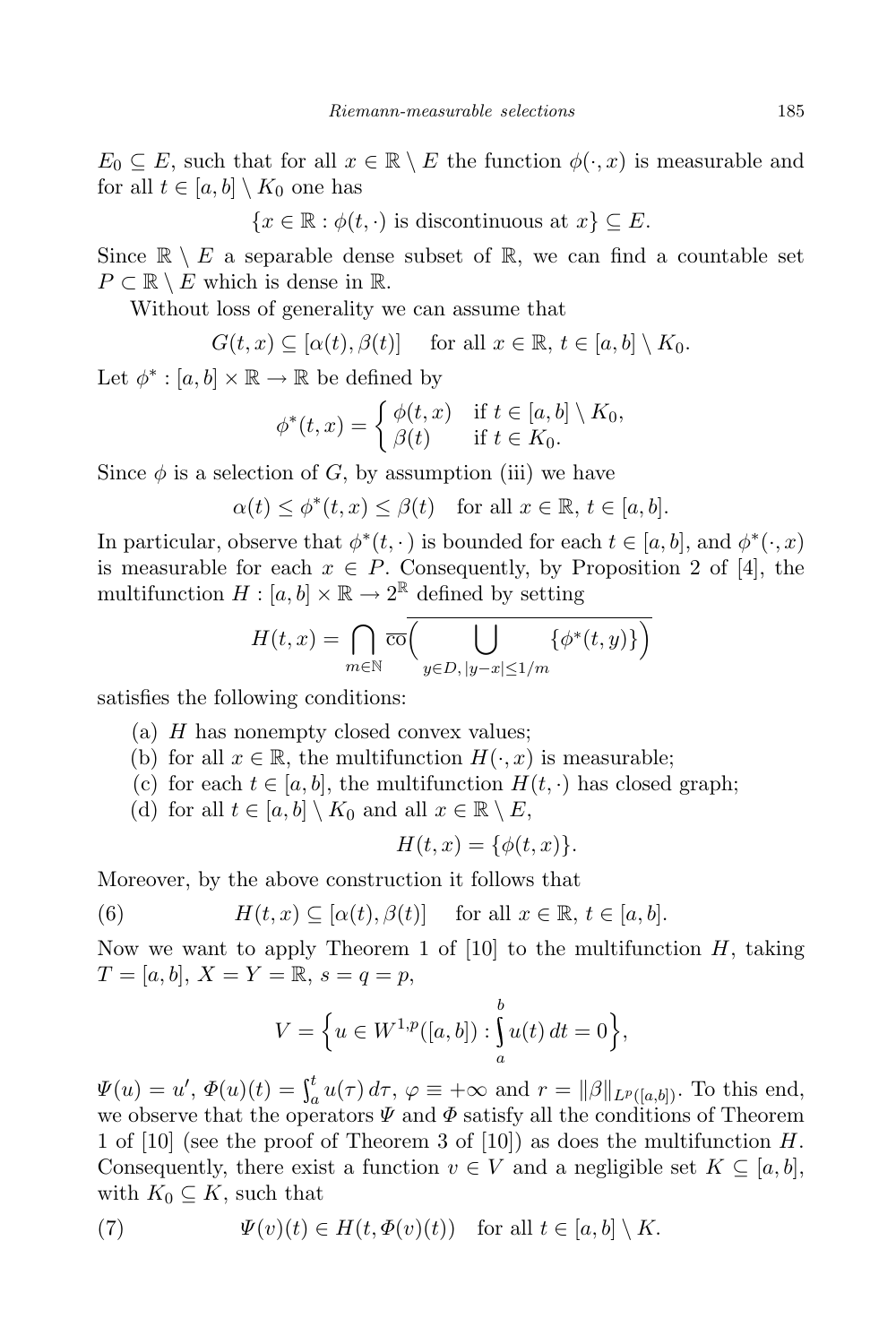$E_0 \subseteq E$, such that for all $x \in \mathbb{R} \setminus E$ the function $\phi(\cdot, x)$ is measurable and for all $t \in [a,b] \setminus K_0$ one has

$$\{x \in \mathbb{R} : \phi(t,\cdot) \text{ is discontinuous at } x\} \subseteq E.$$

Since $\mathbb{R} \setminus E$ a separable dense subset of $\mathbb{R}$, we can find a countable set $P \subset \mathbb{R} \setminus E$ which is dense in $\mathbb{R}$.

Without loss of generality we can assume that

$$G(t,x) \subseteq [\alpha(t), \beta(t)] \quad \text{for all } x \in \mathbb{R},\ t \in [a,b] \setminus K_0.$$

Let $\phi^* : [a,b] \times \mathbb{R} \to \mathbb{R}$ be defined by

$$\phi^*(t,x) = \begin{cases} \phi(t,x) & \text{if } t \in [a,b] \setminus K_0, \\ \beta(t) & \text{if } t \in K_0. \end{cases}$$

Since $\phi$ is a selection of $G$, by assumption (iii) we have

$$\alpha(t) \le \phi^*(t,x) \le \beta(t) \quad \text{for all } x \in \mathbb{R},\ t \in [a,b].$$

In particular, observe that $\phi^*(t,\cdot)$ is bounded for each $t \in [a,b]$, and $\phi^*(\cdot,x)$ is measurable for each $x \in P$. Consequently, by Proposition 2 of [4], the multifunction $H : [a,b] \times \mathbb{R} \to 2^{\mathbb{R}}$ defined by setting

$$H(t,x) = \bigcap_{m \in \mathbb{N}} \overline{\overline{\mathrm{co}}\Big( \bigcup_{y \in D,\, |y-x| \le 1/m} \{\phi^*(t,y)\}\Big)}$$

satisfies the following conditions:

(a) $H$ has nonempty closed convex values;
(b) for all $x \in \mathbb{R}$, the multifunction $H(\cdot,x)$ is measurable;
(c) for each $t \in [a,b]$, the multifunction $H(t,\cdot)$ has closed graph;
(d) for all $t \in [a,b] \setminus K_0$ and all $x \in \mathbb{R} \setminus E$,

$$H(t,x) = \{\phi(t,x)\}.$$

Moreover, by the above construction it follows that

$$H(t,x) \subseteq [\alpha(t), \beta(t)] \quad \text{for all } x \in \mathbb{R},\ t \in [a,b]. \tag{6}$$

Now we want to apply Theorem 1 of [10] to the multifunction $H$, taking $T = [a,b]$, $X = Y = \mathbb{R}$, $s = q = p$,

$$V = \Big\{ u \in W^{1,p}([a,b]) : \int_a^b u(t)\,dt = 0 \Big\},$$

$\Psi(u) = u'$, $\Phi(u)(t) = \int_a^t u(\tau)\,d\tau$, $\varphi \equiv +\infty$ and $r = \|\beta\|_{L^p([a,b])}$. To this end, we observe that the operators $\Psi$ and $\Phi$ satisfy all the conditions of Theorem 1 of [10] (see the proof of Theorem 3 of [10]) as does the multifunction $H$. Consequently, there exist a function $v \in V$ and a negligible set $K \subseteq [a,b]$, with $K_0 \subseteq K$, such that

$$\Psi(v)(t) \in H(t, \Phi(v)(t)) \quad \text{for all } t \in [a,b] \setminus K. \tag{7}$$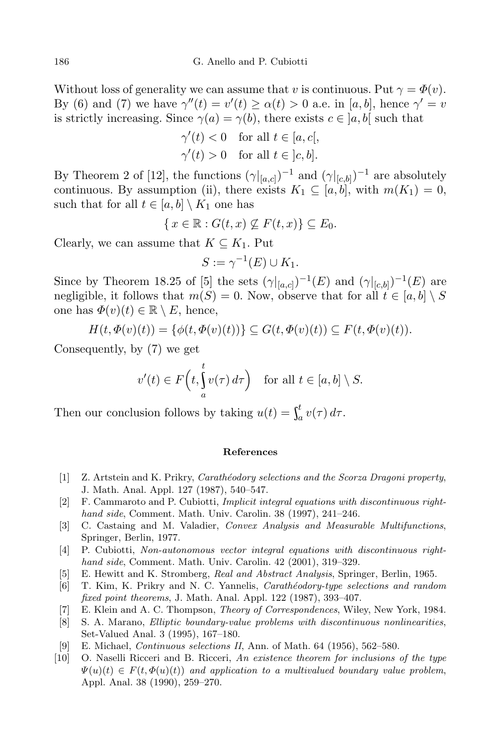Without loss of generality we can assume that $v$ is continuous. Put $\gamma = \Phi(v)$. By (6) and (7) we have $\gamma''(t) = v'(t) \geq \alpha(t) > 0$ a.e. in $[a, b]$, hence $\gamma' = v$ is strictly increasing. Since $\gamma(a) = \gamma(b)$, there exists $c \in ]a, b[$ such that

$$\gamma'(t) < 0 \quad \text{for all } t \in [a, c[,$$
$$\gamma'(t) > 0 \quad \text{for all } t \in ]c, b].$$

By Theorem 2 of [12], the functions $(\gamma|_{[a,c]})^{-1}$ and $(\gamma|_{[c,b]})^{-1}$ are absolutely continuous. By assumption (ii), there exists $K_1 \subseteq [a, b]$, with $m(K_1) = 0$, such that for all $t \in [a, b] \setminus K_1$ one has

$$\{ x \in \mathbb{R} : G(t, x) \not\subseteq F(t, x) \} \subseteq E_0.$$

Clearly, we can assume that $K \subseteq K_1$. Put

$$S := \gamma^{-1}(E) \cup K_1.$$

Since by Theorem 18.25 of [5] the sets $(\gamma|_{[a,c]})^{-1}(E)$ and $(\gamma|_{[c,b]})^{-1}(E)$ are negligible, it follows that $m(S) = 0$. Now, observe that for all $t \in [a, b] \setminus S$ one has $\Phi(v)(t) \in \mathbb{R} \setminus E$, hence,

$$H(t, \Phi(v)(t)) = \{\phi(t, \Phi(v)(t))\} \subseteq G(t, \Phi(v)(t)) \subseteq F(t, \Phi(v)(t)).$$

Consequently, by (7) we get

$$v'(t) \in F\Big(t, \int_a^t v(\tau)\, d\tau\Big) \quad \text{for all } t \in [a, b] \setminus S.$$

Then our conclusion follows by taking $u(t) = \int_a^t v(\tau)\, d\tau$.

## References

[1] Z. Artstein and K. Prikry, *Carathéodory selections and the Scorza Dragoni property*, J. Math. Anal. Appl. 127 (1987), 540–547.

[2] F. Cammaroto and P. Cubiotti, *Implicit integral equations with discontinuous right-hand side*, Comment. Math. Univ. Carolin. 38 (1997), 241–246.

[3] C. Castaing and M. Valadier, *Convex Analysis and Measurable Multifunctions*, Springer, Berlin, 1977.

[4] P. Cubiotti, *Non-autonomous vector integral equations with discontinuous right-hand side*, Comment. Math. Univ. Carolin. 42 (2001), 319–329.

[5] E. Hewitt and K. Stromberg, *Real and Abstract Analysis*, Springer, Berlin, 1965.

[6] T. Kim, K. Prikry and N. C. Yannelis, *Carathéodory-type selections and random fixed point theorems*, J. Math. Anal. Appl. 122 (1987), 393–407.

[7] E. Klein and A. C. Thompson, *Theory of Correspondences*, Wiley, New York, 1984.

[8] S. A. Marano, *Elliptic boundary-value problems with discontinuous nonlinearities*, Set-Valued Anal. 3 (1995), 167–180.

[9] E. Michael, *Continuous selections II*, Ann. of Math. 64 (1956), 562–580.

[10] O. Naselli Ricceri and B. Ricceri, *An existence theorem for inclusions of the type $\Psi(u)(t) \in F(t, \Phi(u)(t))$ and application to a multivalued boundary value problem*, Appl. Anal. 38 (1990), 259–270.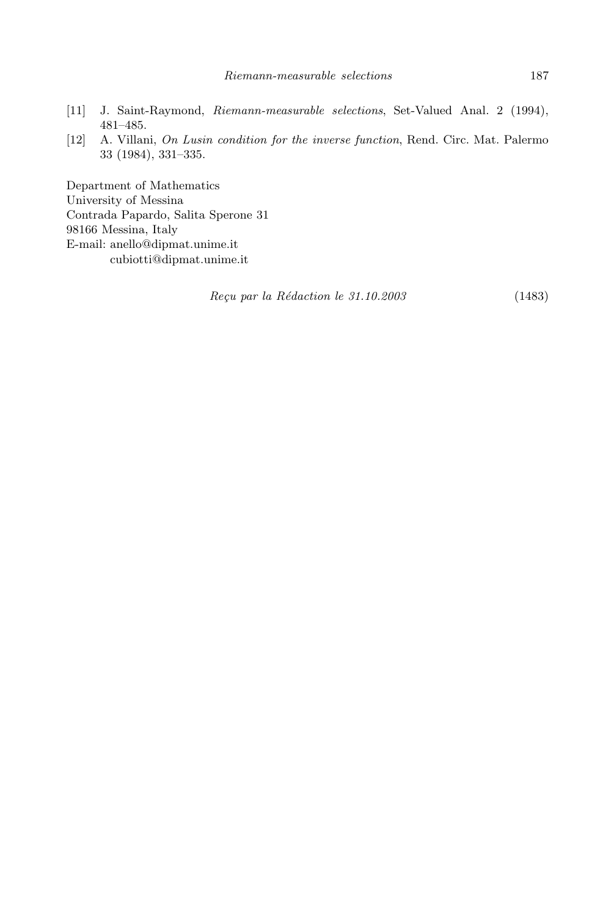[11] J. Saint-Raymond, *Riemann-measurable selections*, Set-Valued Anal. 2 (1994), 481–485.

[12] A. Villani, *On Lusin condition for the inverse function*, Rend. Circ. Mat. Palermo 33 (1984), 331–335.

Department of Mathematics
University of Messina
Contrada Papardo, Salita Sperone 31
98166 Messina, Italy
E-mail: anello@dipmat.unime.it
cubiotti@dipmat.unime.it

*Reçu par la Rédaction le 31.10.2003* (1483)